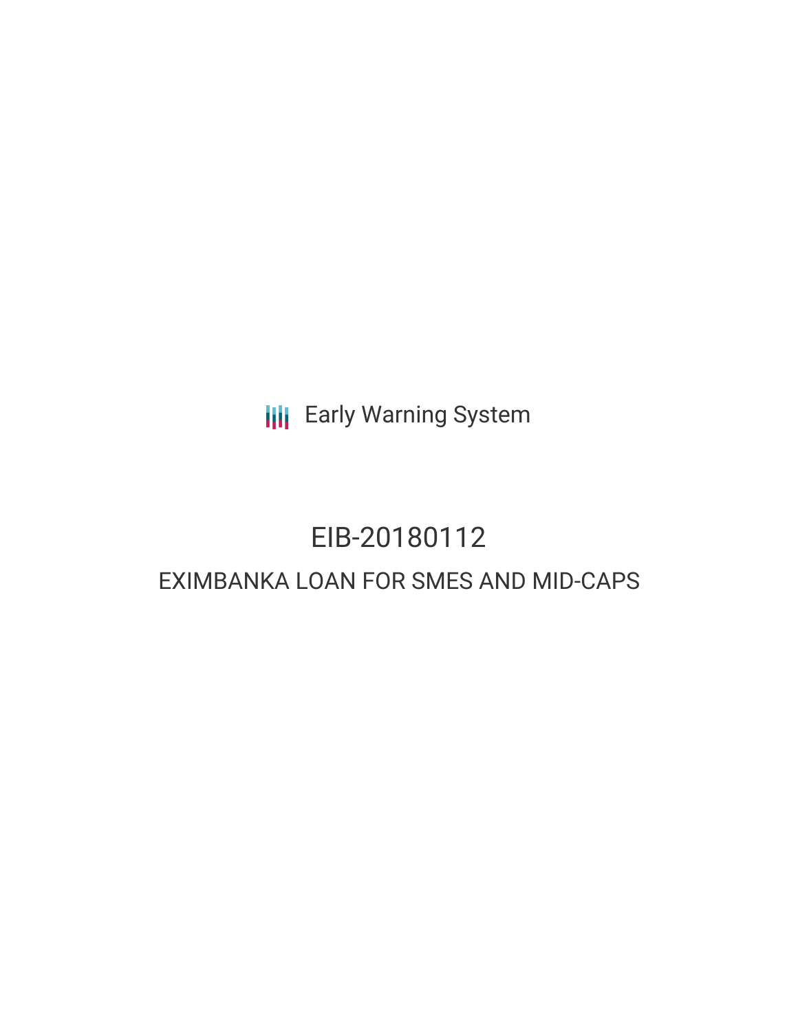Early Warning System

# EIB-20180112

## EXIMBANKA LOAN FOR SMES AND MID-CAPS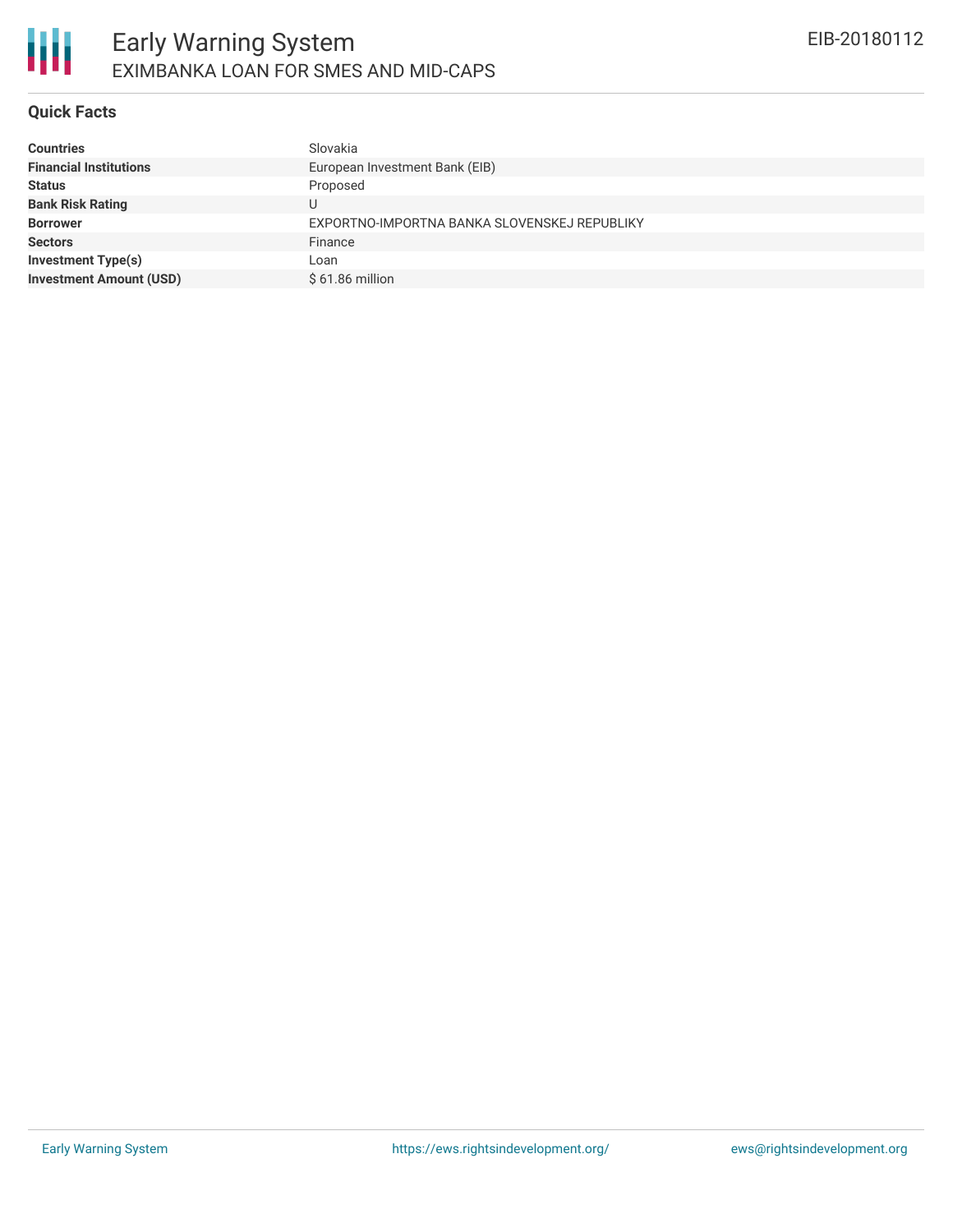# Early Warning System

## EXIMBANKA LOAN FOR SMES AND MID-CAPS

EIB-20180112

### Quick Facts

| | |
|---|---|
| **Countries** | Slovakia |
| **Financial Institutions** | European Investment Bank (EIB) |
| **Status** | Proposed |
| **Bank Risk Rating** | U |
| **Borrower** | EXPORTNO-IMPORTNA BANKA SLOVENSKEJ REPUBLIKY |
| **Sectors** | Finance |
| **Investment Type(s)** | Loan |
| **Investment Amount (USD)** | $ 61.86 million |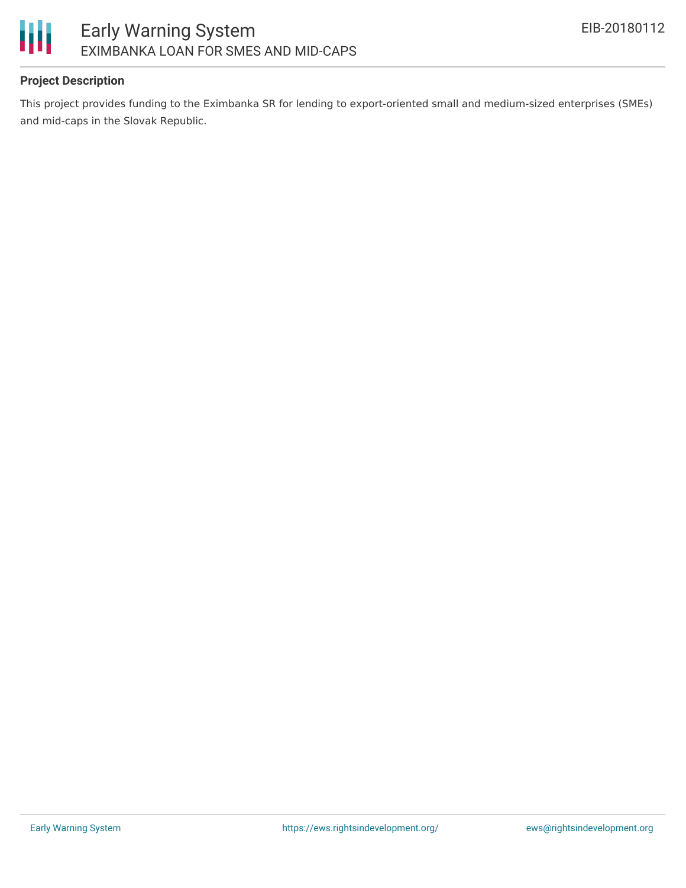**Project Description**

This project provides funding to the Eximbanka SR for lending to export-oriented small and medium-sized enterprises (SMEs) and mid-caps in the Slovak Republic.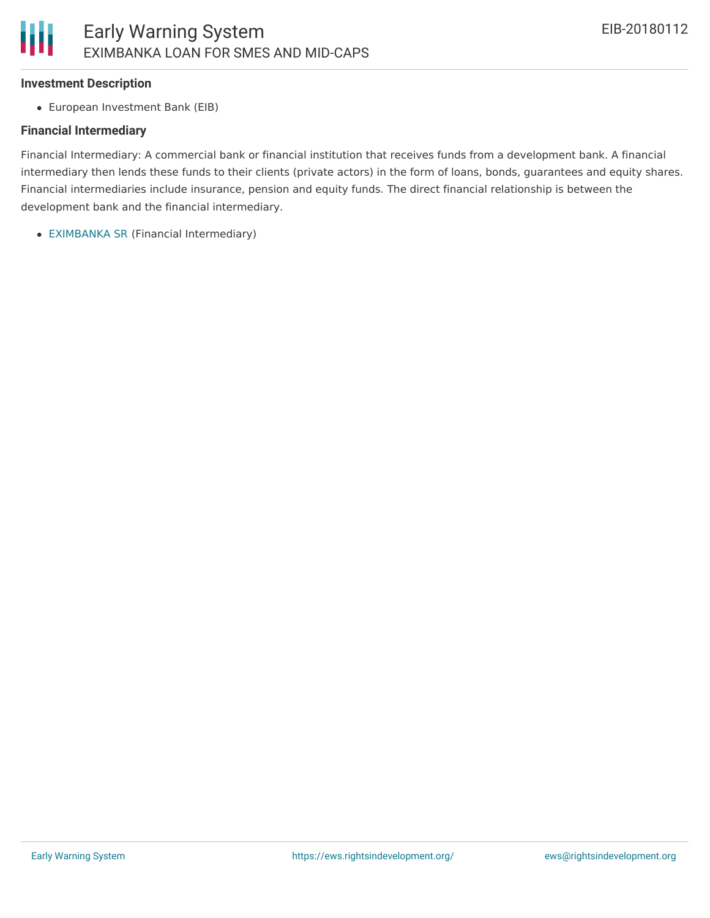### Investment Description

- European Investment Bank (EIB)

### Financial Intermediary

Financial Intermediary: A commercial bank or financial institution that receives funds from a development bank. A financial intermediary then lends these funds to their clients (private actors) in the form of loans, bonds, guarantees and equity shares. Financial intermediaries include insurance, pension and equity funds. The direct financial relationship is between the development bank and the financial intermediary.

- EXIMBANKA SR (Financial Intermediary)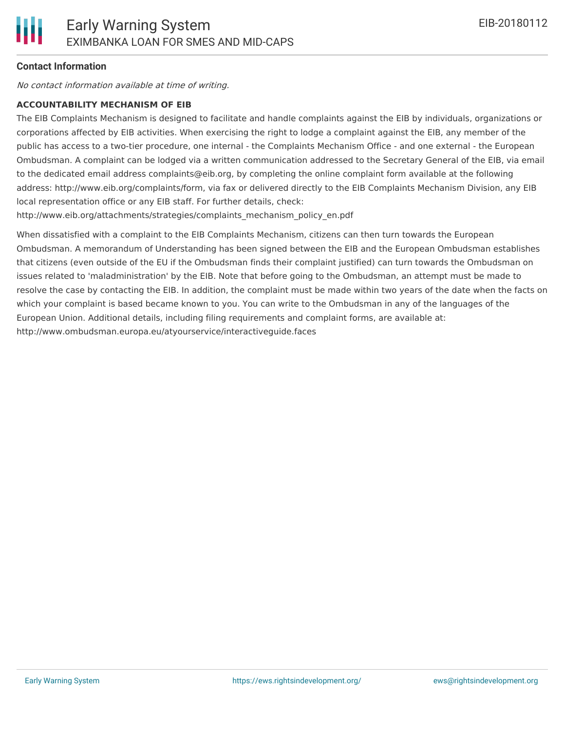**Contact Information**

*No contact information available at time of writing.*

**ACCOUNTABILITY MECHANISM OF EIB**

The EIB Complaints Mechanism is designed to facilitate and handle complaints against the EIB by individuals, organizations or corporations affected by EIB activities. When exercising the right to lodge a complaint against the EIB, any member of the public has access to a two-tier procedure, one internal - the Complaints Mechanism Office - and one external - the European Ombudsman. A complaint can be lodged via a written communication addressed to the Secretary General of the EIB, via email to the dedicated email address complaints@eib.org, by completing the online complaint form available at the following address: http://www.eib.org/complaints/form, via fax or delivered directly to the EIB Complaints Mechanism Division, any EIB local representation office or any EIB staff. For further details, check: http://www.eib.org/attachments/strategies/complaints_mechanism_policy_en.pdf

When dissatisfied with a complaint to the EIB Complaints Mechanism, citizens can then turn towards the European Ombudsman. A memorandum of Understanding has been signed between the EIB and the European Ombudsman establishes that citizens (even outside of the EU if the Ombudsman finds their complaint justified) can turn towards the Ombudsman on issues related to 'maladministration' by the EIB. Note that before going to the Ombudsman, an attempt must be made to resolve the case by contacting the EIB. In addition, the complaint must be made within two years of the date when the facts on which your complaint is based became known to you. You can write to the Ombudsman in any of the languages of the European Union. Additional details, including filing requirements and complaint forms, are available at: http://www.ombudsman.europa.eu/atyourservice/interactiveguide.faces